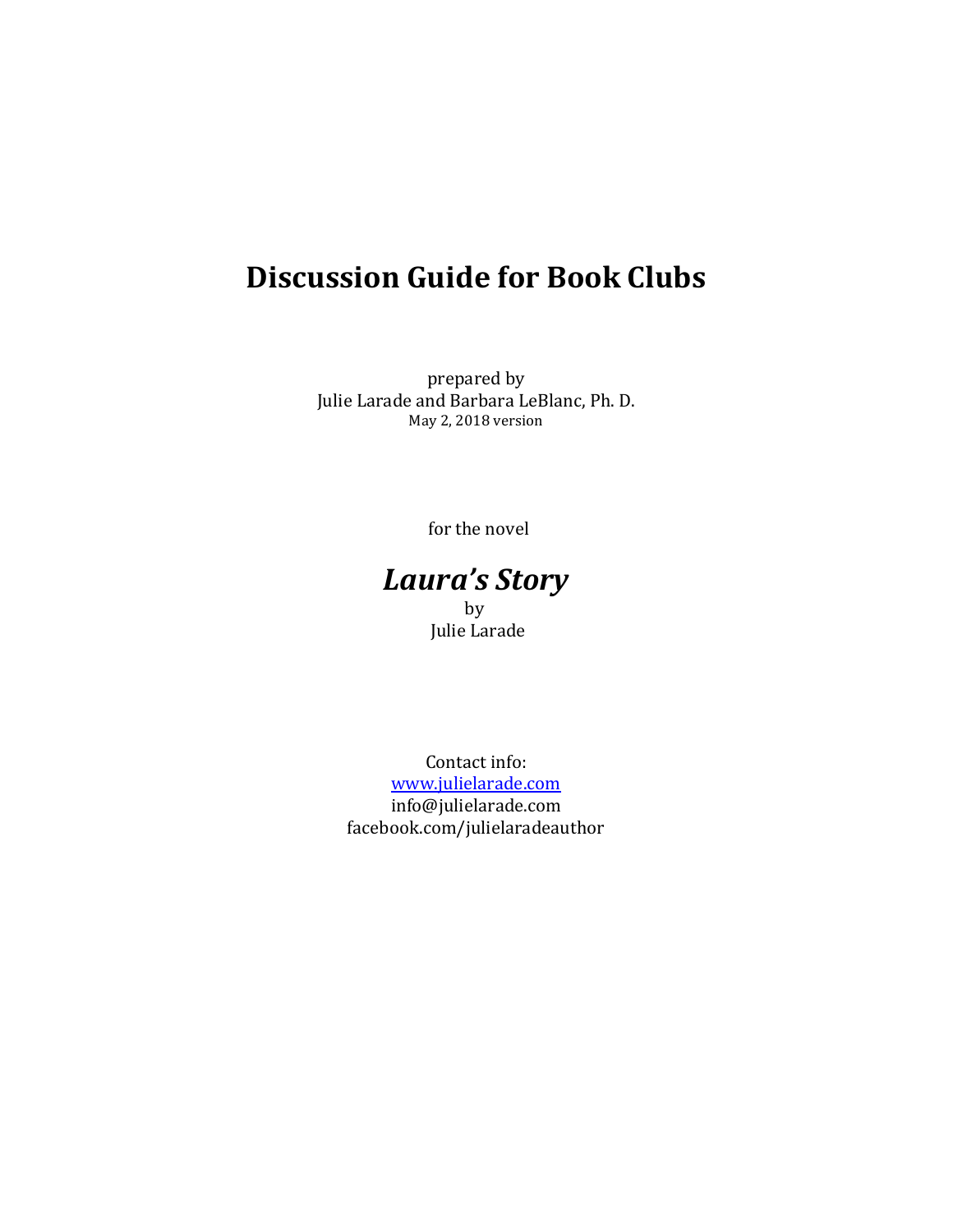# Discussion Guide for Book Clubs

prepared by
Julie Larade and Barbara LeBlanc, Ph. D.
May 2, 2018 version

for the novel

## ***Laura's Story***

by
Julie Larade

Contact info:
[www.julielarade.com](http://www.julielarade.com)
info@julielarade.com
facebook.com/julielaradeauthor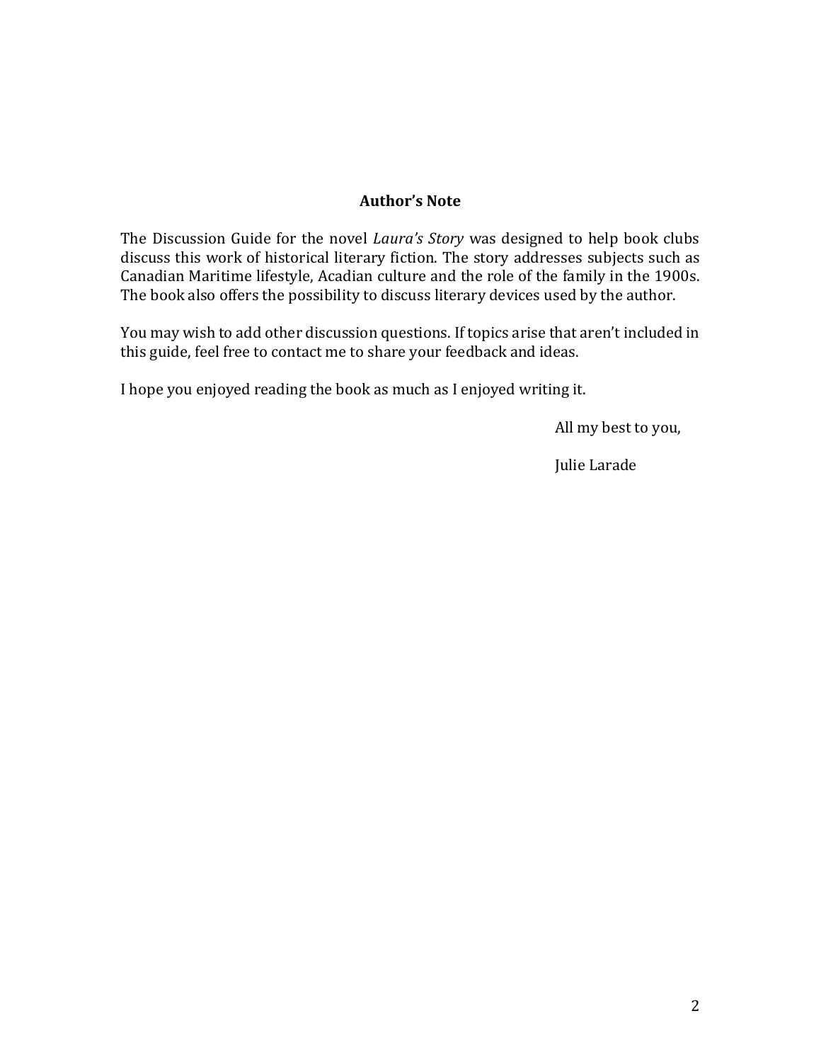## Author's Note

The Discussion Guide for the novel *Laura's Story* was designed to help book clubs discuss this work of historical literary fiction. The story addresses subjects such as Canadian Maritime lifestyle, Acadian culture and the role of the family in the 1900s. The book also offers the possibility to discuss literary devices used by the author.

You may wish to add other discussion questions. If topics arise that aren't included in this guide, feel free to contact me to share your feedback and ideas.

I hope you enjoyed reading the book as much as I enjoyed writing it.

All my best to you,

Julie Larade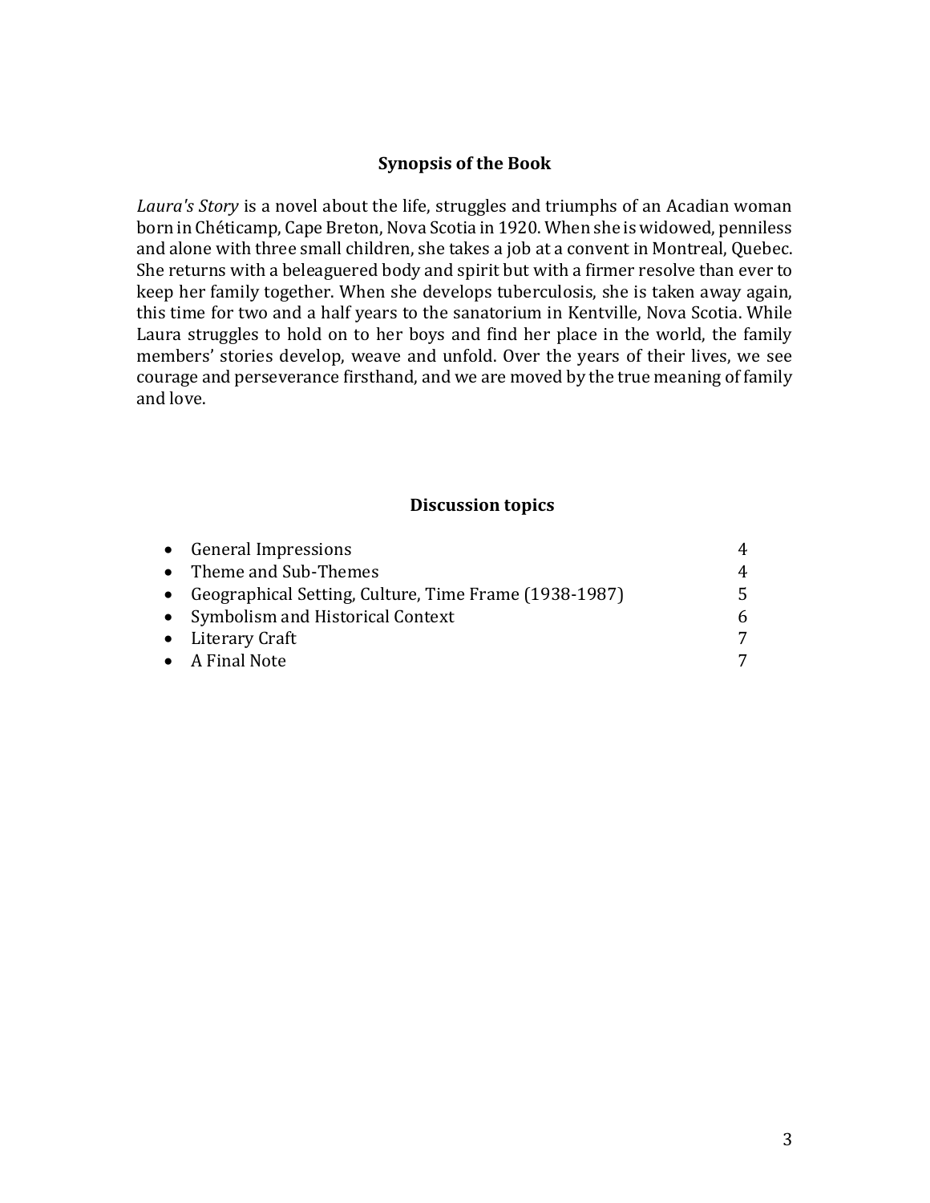## Synopsis of the Book

*Laura's Story* is a novel about the life, struggles and triumphs of an Acadian woman born in Chéticamp, Cape Breton, Nova Scotia in 1920. When she is widowed, penniless and alone with three small children, she takes a job at a convent in Montreal, Quebec. She returns with a beleaguered body and spirit but with a firmer resolve than ever to keep her family together. When she develops tuberculosis, she is taken away again, this time for two and a half years to the sanatorium in Kentville, Nova Scotia. While Laura struggles to hold on to her boys and find her place in the world, the family members' stories develop, weave and unfold. Over the years of their lives, we see courage and perseverance firsthand, and we are moved by the true meaning of family and love.

## Discussion topics

| | |
|---|---|
| • General Impressions | 4 |
| • Theme and Sub-Themes | 4 |
| • Geographical Setting, Culture, Time Frame (1938-1987) | 5 |
| • Symbolism and Historical Context | 6 |
| • Literary Craft | 7 |
| • A Final Note | 7 |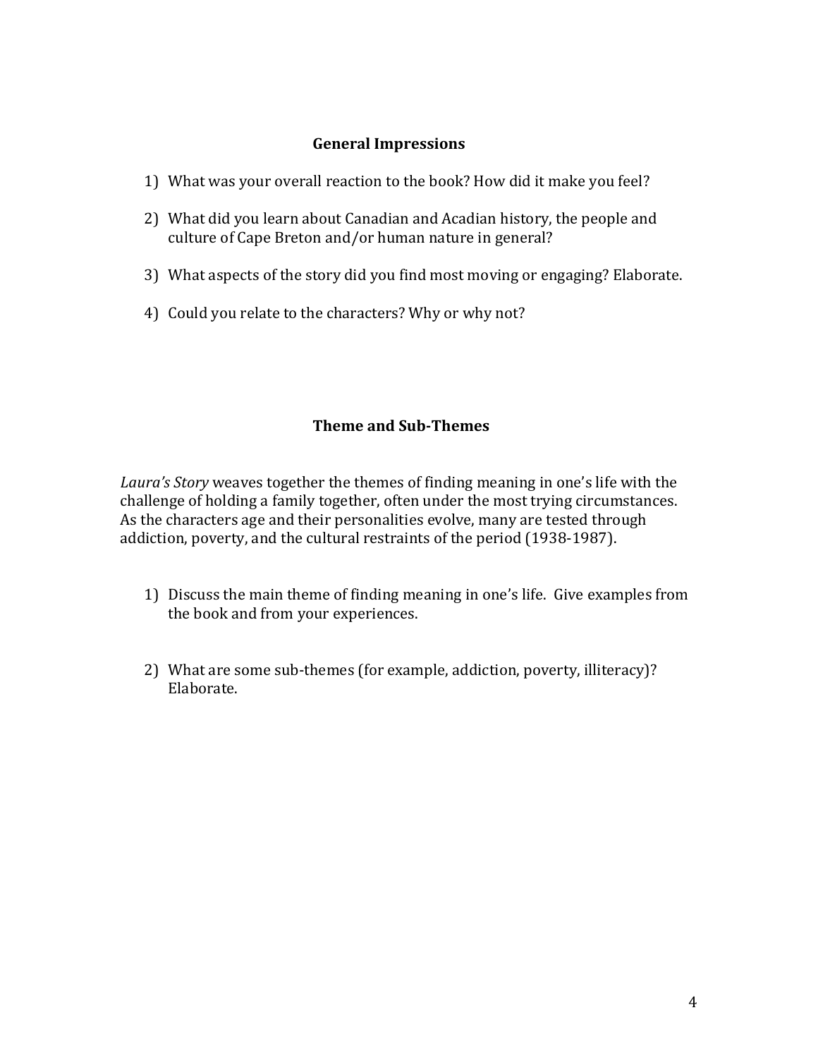## General Impressions

1) What was your overall reaction to the book? How did it make you feel?

2) What did you learn about Canadian and Acadian history, the people and culture of Cape Breton and/or human nature in general?

3) What aspects of the story did you find most moving or engaging? Elaborate.

4) Could you relate to the characters? Why or why not?

## Theme and Sub-Themes

*Laura's Story* weaves together the themes of finding meaning in one's life with the challenge of holding a family together, often under the most trying circumstances. As the characters age and their personalities evolve, many are tested through addiction, poverty, and the cultural restraints of the period (1938-1987).

1) Discuss the main theme of finding meaning in one's life. Give examples from the book and from your experiences.

2) What are some sub-themes (for example, addiction, poverty, illiteracy)? Elaborate.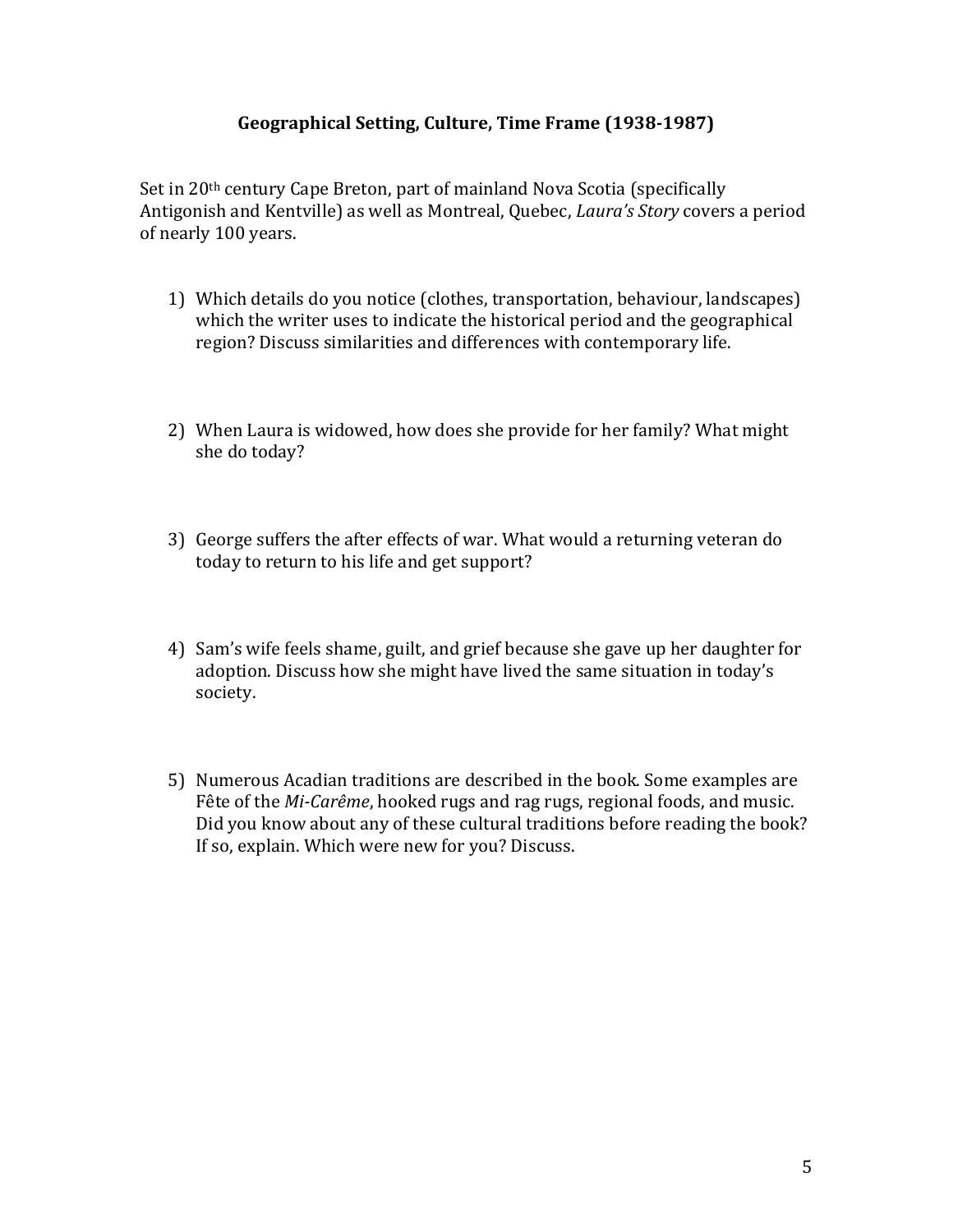## Geographical Setting, Culture, Time Frame (1938-1987)

Set in 20th century Cape Breton, part of mainland Nova Scotia (specifically Antigonish and Kentville) as well as Montreal, Quebec, *Laura's Story* covers a period of nearly 100 years.

1) Which details do you notice (clothes, transportation, behaviour, landscapes) which the writer uses to indicate the historical period and the geographical region? Discuss similarities and differences with contemporary life.

2) When Laura is widowed, how does she provide for her family? What might she do today?

3) George suffers the after effects of war. What would a returning veteran do today to return to his life and get support?

4) Sam's wife feels shame, guilt, and grief because she gave up her daughter for adoption. Discuss how she might have lived the same situation in today's society.

5) Numerous Acadian traditions are described in the book. Some examples are Fête of the *Mi-Carême*, hooked rugs and rag rugs, regional foods, and music. Did you know about any of these cultural traditions before reading the book? If so, explain. Which were new for you? Discuss.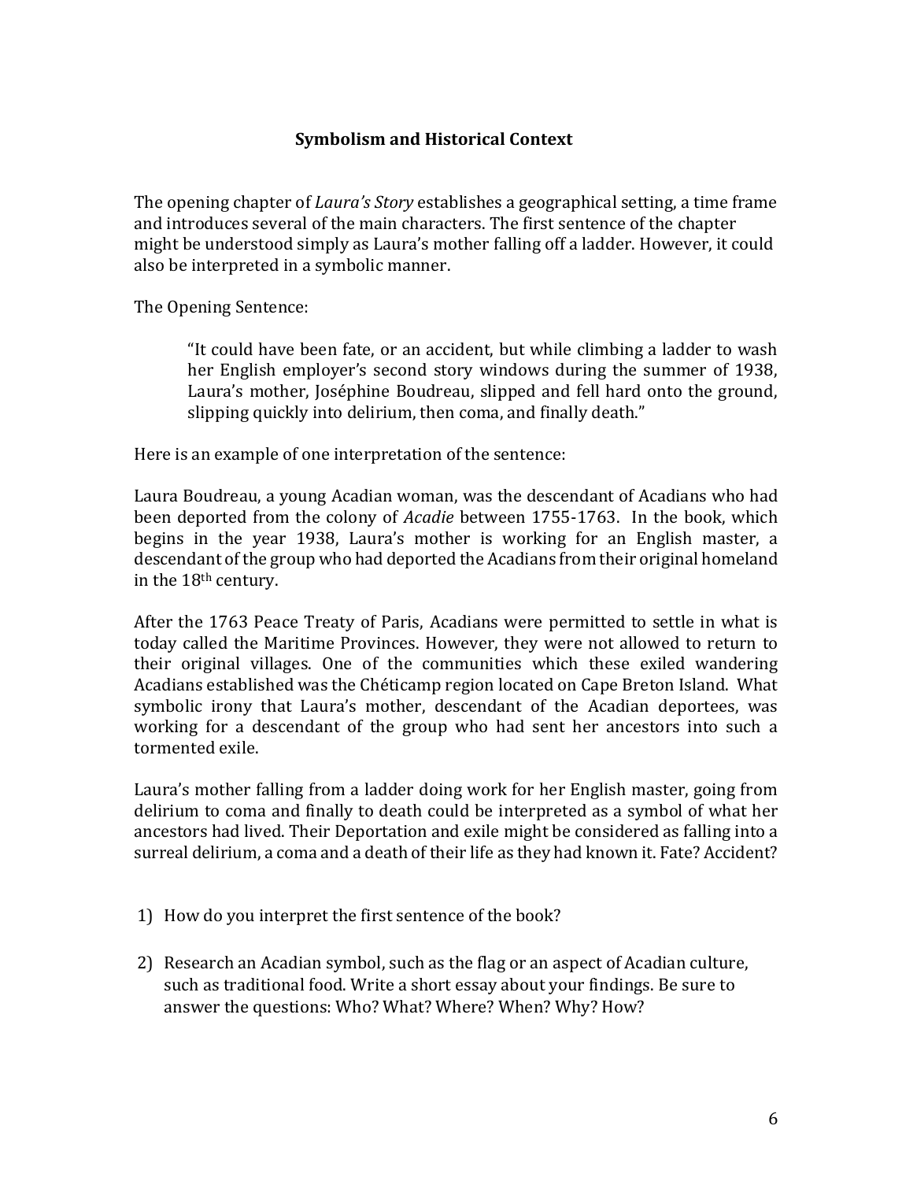## Symbolism and Historical Context

The opening chapter of *Laura's Story* establishes a geographical setting, a time frame and introduces several of the main characters. The first sentence of the chapter might be understood simply as Laura's mother falling off a ladder. However, it could also be interpreted in a symbolic manner.

The Opening Sentence:

> "It could have been fate, or an accident, but while climbing a ladder to wash her English employer's second story windows during the summer of 1938, Laura's mother, Joséphine Boudreau, slipped and fell hard onto the ground, slipping quickly into delirium, then coma, and finally death."

Here is an example of one interpretation of the sentence:

Laura Boudreau, a young Acadian woman, was the descendant of Acadians who had been deported from the colony of *Acadie* between 1755-1763. In the book, which begins in the year 1938, Laura's mother is working for an English master, a descendant of the group who had deported the Acadians from their original homeland in the 18th century.

After the 1763 Peace Treaty of Paris, Acadians were permitted to settle in what is today called the Maritime Provinces. However, they were not allowed to return to their original villages. One of the communities which these exiled wandering Acadians established was the Chéticamp region located on Cape Breton Island. What symbolic irony that Laura's mother, descendant of the Acadian deportees, was working for a descendant of the group who had sent her ancestors into such a tormented exile.

Laura's mother falling from a ladder doing work for her English master, going from delirium to coma and finally to death could be interpreted as a symbol of what her ancestors had lived. Their Deportation and exile might be considered as falling into a surreal delirium, a coma and a death of their life as they had known it. Fate? Accident?

1) How do you interpret the first sentence of the book?

2) Research an Acadian symbol, such as the flag or an aspect of Acadian culture, such as traditional food. Write a short essay about your findings. Be sure to answer the questions: Who? What? Where? When? Why? How?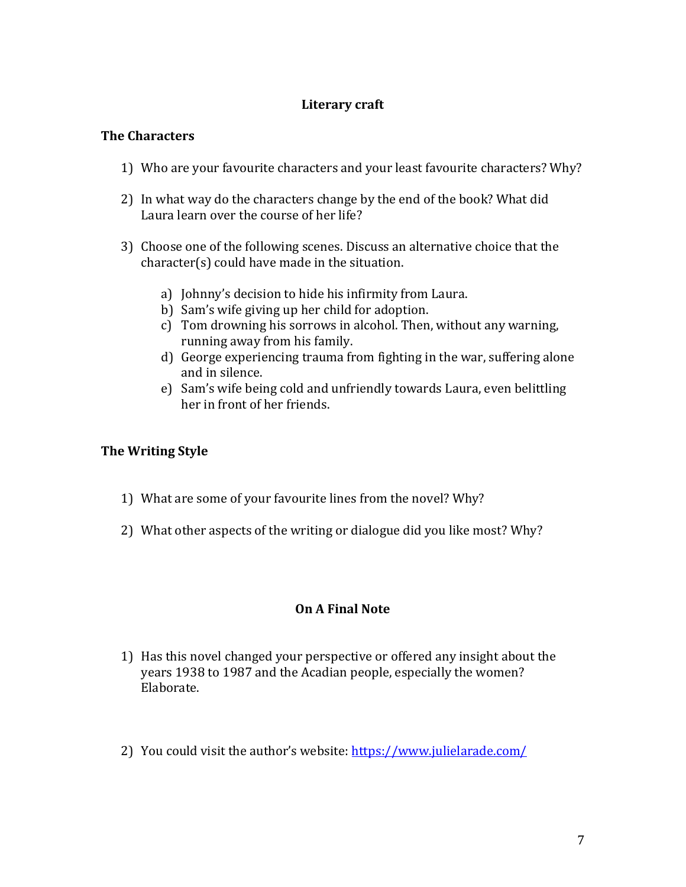## Literary craft

### The Characters

1) Who are your favourite characters and your least favourite characters? Why?

2) In what way do the characters change by the end of the book? What did Laura learn over the course of her life?

3) Choose one of the following scenes. Discuss an alternative choice that the character(s) could have made in the situation.

   a) Johnny's decision to hide his infirmity from Laura.
   b) Sam's wife giving up her child for adoption.
   c) Tom drowning his sorrows in alcohol. Then, without any warning, running away from his family.
   d) George experiencing trauma from fighting in the war, suffering alone and in silence.
   e) Sam's wife being cold and unfriendly towards Laura, even belittling her in front of her friends.

### The Writing Style

1) What are some of your favourite lines from the novel? Why?

2) What other aspects of the writing or dialogue did you like most? Why?

## On A Final Note

1) Has this novel changed your perspective or offered any insight about the years 1938 to 1987 and the Acadian people, especially the women? Elaborate.

2) You could visit the author's website: [https://www.julielarade.com/](https://www.julielarade.com/)